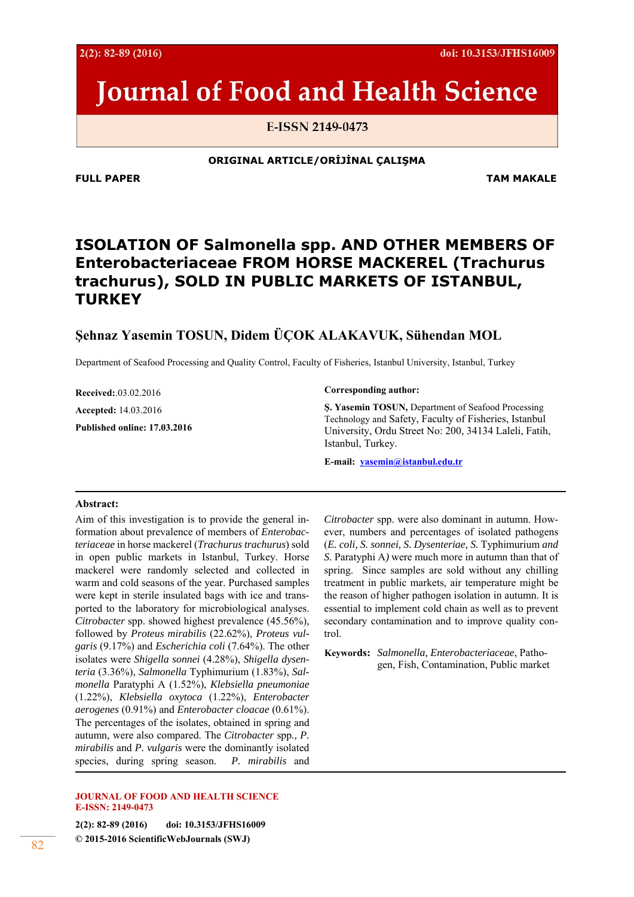ORIGINAL ARTICLE/ORİJİNAL ÇALIŞMA

**FULL PAPER** **TAM MAKALE**

# ISOLATION OF Salmonella spp. AND OTHER MEMBERS OF Enterobacteriaceae FROM HORSE MACKEREL (Trachurus trachurus), SOLD IN PUBLIC MARKETS OF ISTANBUL, TURKEY

## Şehnaz Yasemin TOSUN, Didem ÜÇOK ALAKAVUK, Sühendan MOL

Department of Seafood Processing and Quality Control, Faculty of Fisheries, Istanbul University, Istanbul, Turkey

**Received:**.03.02.2016

**Accepted:** 14.03.2016

**Published online: 17.03.2016**

**Corresponding author:**

**Ş. Yasemin TOSUN,** Department of Seafood Processing Technology and Safety, Faculty of Fisheries, Istanbul University, Ordu Street No: 200, 34134 Laleli, Fatih, Istanbul, Turkey.

**E-mail:** yasemin@istanbul.edu.tr

**Abstract:**

Aim of this investigation is to provide the general information about prevalence of members of *Enterobacteriaceae* in horse mackerel (*Trachurus trachurus*) sold in open public markets in Istanbul, Turkey. Horse mackerel were randomly selected and collected in warm and cold seasons of the year. Purchased samples were kept in sterile insulated bags with ice and transported to the laboratory for microbiological analyses. *Citrobacter* spp. showed highest prevalence (45.56%), followed by *Proteus mirabilis* (22.62%), *Proteus vulgaris* (9.17%) and *Escherichia coli* (7.64%). The other isolates were *Shigella sonnei* (4.28%), *Shigella dysenteria* (3.36%), *Salmonella* Typhimurium (1.83%), *Salmonella* Paratyphi A (1.52%), *Klebsiella pneumoniae* (1.22%), *Klebsiella oxytoca* (1.22%), *Enterobacter aerogenes* (0.91%) and *Enterobacter cloacae* (0.61%). The percentages of the isolates, obtained in spring and autumn, were also compared. The *Citrobacter* spp.*, P. mirabilis* and *P. vulgaris* were the dominantly isolated species, during spring season. *P. mirabilis* and *Citrobacter* spp. were also dominant in autumn. However, numbers and percentages of isolated pathogens (*E. coli, S. sonnei, S. Dysenteriae, S.* Typhimurium *and S.* Paratyphi A*)* were much more in autumn than that of spring. Since samples are sold without any chilling treatment in public markets, air temperature might be the reason of higher pathogen isolation in autumn. It is essential to implement cold chain as well as to prevent secondary contamination and to improve quality control.

**Keywords:** *Salmonella, Enterobacteriaceae*, Pathogen, Fish, Contamination, Public market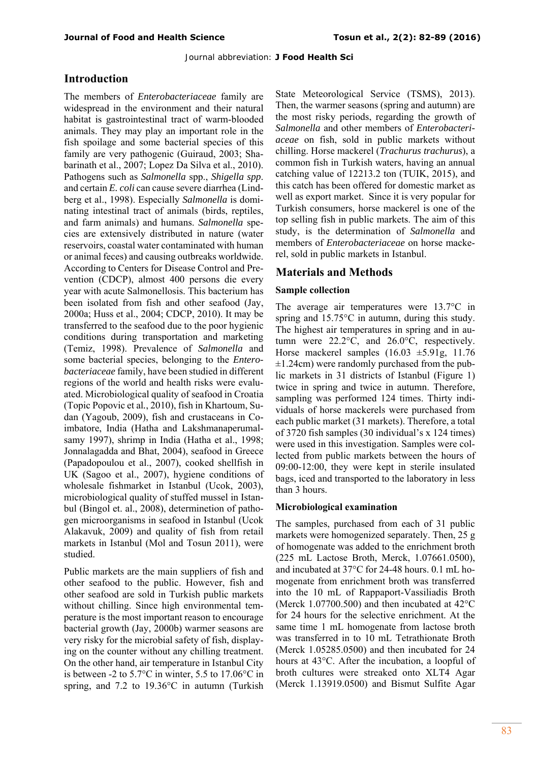## Introduction

The members of *Enterobacteriaceae* family are widespread in the environment and their natural habitat is gastrointestinal tract of warm-blooded animals. They may play an important role in the fish spoilage and some bacterial species of this family are very pathogenic (Guiraud, 2003; Shabarinath et al., 2007; Lopez Da Silva et al., 2010). Pathogens such as *Salmonella* spp., *Shigella spp*. and certain *E. coli* can cause severe diarrhea (Lindberg et al., 1998). Especially *Salmonella* is dominating intestinal tract of animals (birds, reptiles, and farm animals) and humans. *Salmonella* species are extensively distributed in nature (water reservoirs, coastal water contaminated with human or animal feces) and causing outbreaks worldwide. According to Centers for Disease Control and Prevention (CDCP), almost 400 persons die every year with acute Salmonellosis. This bacterium has been isolated from fish and other seafood (Jay, 2000a; Huss et al., 2004; CDCP, 2010). It may be transferred to the seafood due to the poor hygienic conditions during transportation and marketing (Temiz, 1998). Prevalence of *Salmonella* and some bacterial species, belonging to the *Enterobacteriaceae* family, have been studied in different regions of the world and health risks were evaluated. Microbiological quality of seafood in Croatia (Topic Popovic et al., 2010), fish in Khartoum, Sudan (Yagoub, 2009), fish and crustaceans in Coimbatore, India (Hatha and Lakshmanaperumalsamy 1997), shrimp in India (Hatha et al., 1998; Jonnalagadda and Bhat, 2004), seafood in Greece (Papadopoulou et al., 2007), cooked shellfish in UK (Sagoo et al., 2007), hygiene conditions of wholesale fishmarket in Istanbul (Ucok, 2003), microbiological quality of stuffed mussel in Istanbul (Bingol et. al., 2008), determinetion of pathogen microorganisms in seafood in Istanbul (Ucok Alakavuk, 2009) and quality of fish from retail markets in Istanbul (Mol and Tosun 2011), were studied.

Public markets are the main suppliers of fish and other seafood to the public. However, fish and other seafood are sold in Turkish public markets without chilling. Since high environmental temperature is the most important reason to encourage bacterial growth (Jay, 2000b) warmer seasons are very risky for the microbial safety of fish, displaying on the counter without any chilling treatment. On the other hand, air temperature in Istanbul City is between -2 to 5.7°C in winter, 5.5 to 17.06°C in spring, and 7.2 to 19.36°C in autumn (Turkish State Meteorological Service (TSMS), 2013). Then, the warmer seasons (spring and autumn) are the most risky periods, regarding the growth of *Salmonella* and other members of *Enterobacteriaceae* on fish, sold in public markets without chilling. Horse mackerel (*Trachurus trachurus*), a common fish in Turkish waters, having an annual catching value of 12213.2 ton (TUIK, 2015), and this catch has been offered for domestic market as well as export market. Since it is very popular for Turkish consumers, horse mackerel is one of the top selling fish in public markets. The aim of this study, is the determination of *Salmonella* and members of *Enterobacteriaceae* on horse mackerel, sold in public markets in Istanbul.

## Materials and Methods

### Sample collection

The average air temperatures were 13.7°C in spring and 15.75°C in autumn, during this study. The highest air temperatures in spring and in autumn were 22.2°C, and 26.0°C, respectively. Horse mackerel samples (16.03 ±5.91g, 11.76 ±1.24cm) were randomly purchased from the public markets in 31 districts of Istanbul (Figure 1) twice in spring and twice in autumn. Therefore, sampling was performed 124 times. Thirty individuals of horse mackerels were purchased from each public market (31 markets). Therefore, a total of 3720 fish samples (30 individual's x 124 times) were used in this investigation. Samples were collected from public markets between the hours of 09:00-12:00, they were kept in sterile insulated bags, iced and transported to the laboratory in less than 3 hours.

### Microbiological examination

The samples, purchased from each of 31 public markets were homogenized separately. Then, 25 g of homogenate was added to the enrichment broth (225 mL Lactose Broth, Merck, 1.07661.0500), and incubated at 37°C for 24-48 hours. 0.1 mL homogenate from enrichment broth was transferred into the 10 mL of Rappaport-Vassiliadis Broth (Merck 1.07700.500) and then incubated at 42°C for 24 hours for the selective enrichment. At the same time 1 mL homogenate from lactose broth was transferred in to 10 mL Tetrathionate Broth (Merck 1.05285.0500) and then incubated for 24 hours at 43°C. After the incubation, a loopful of broth cultures were streaked onto XLT4 Agar (Merck 1.13919.0500) and Bismut Sulfite Agar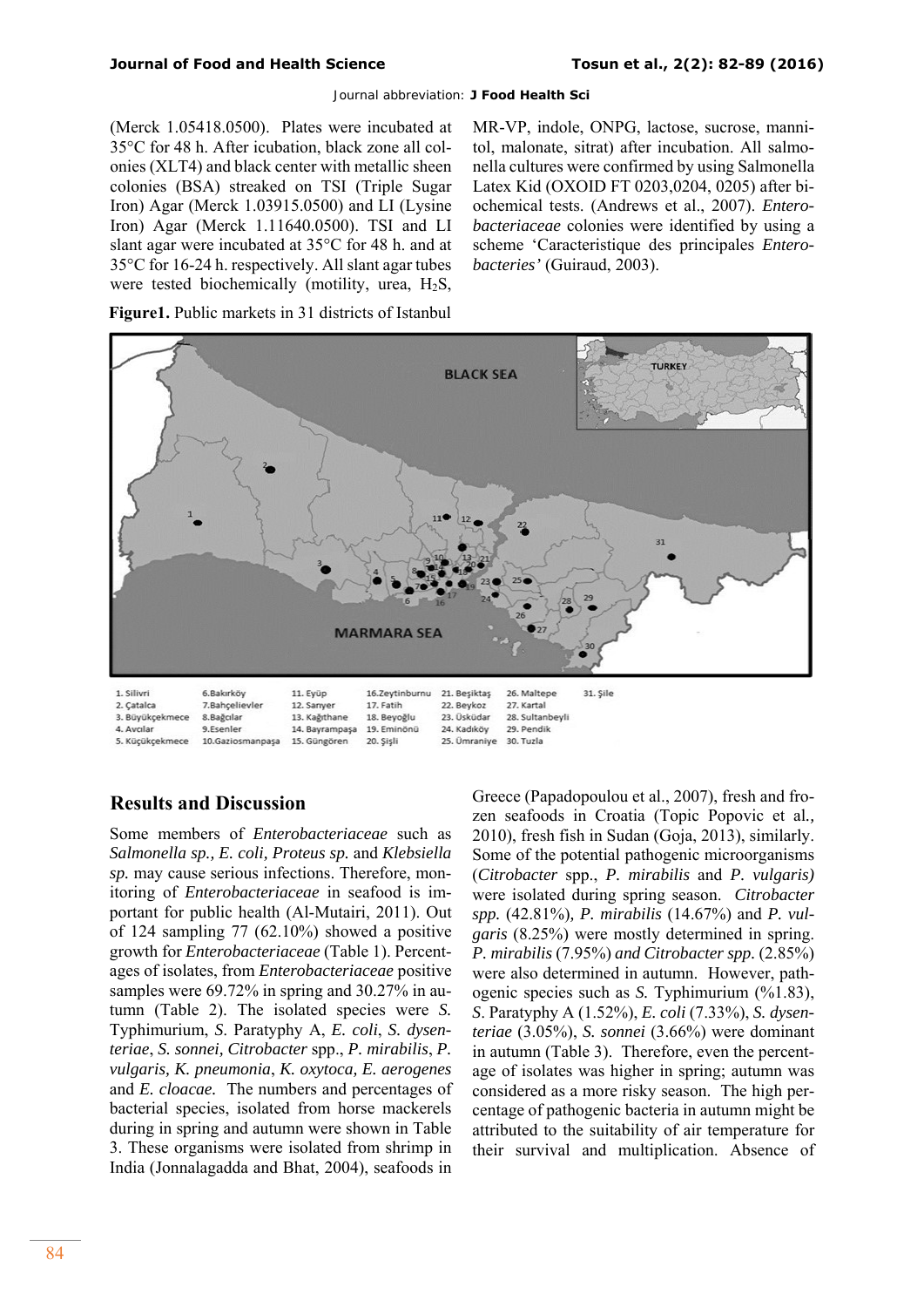(Merck 1.05418.0500). Plates were incubated at 35°C for 48 h. After icubation, black zone all colonies (XLT4) and black center with metallic sheen colonies (BSA) streaked on TSI (Triple Sugar Iron) Agar (Merck 1.03915.0500) and LI (Lysine Iron) Agar (Merck 1.11640.0500). TSI and LI slant agar were incubated at 35°C for 48 h. and at 35°C for 16-24 h. respectively. All slant agar tubes were tested biochemically (motility, urea, $H_2S$, MR-VP, indole, ONPG, lactose, sucrose, mannitol, malonate, sitrat) after incubation. All salmonella cultures were confirmed by using Salmonella Latex Kid (OXOID FT 0203,0204, 0205) after biochemical tests. (Andrews et al., 2007). *Enterobacteriaceae* colonies were identified by using a scheme 'Caracteristique des principales *Enterobacteries'* (Guiraud, 2003).

**Figure1.** Public markets in 31 districts of Istanbul

1. Silivri
2. Çatalca
3. Büyükçekmece
4. Avcılar
5. Küçükçekmece
6. Bakırköy
7. Bahçelievler
8. Bağcılar
9. Esenler
10. Gaziosmanpaşa
11. Eyüp
12. Sarıyer
13. Kağıthane
14. Bayrampaşa
15. Güngören
16. Zeytinburnu
17. Fatih
18. Beyoğlu
19. Eminönü
20. Şişli
21. Beşiktaş
22. Beykoz
23. Üsküdar
24. Kadıköy
25. Ümraniye
26. Maltepe
27. Kartal
28. Sultanbeyli
29. Pendik
30. Tuzla
31. Şile

## Results and Discussion

Some members of *Enterobacteriaceae* such as *Salmonella sp., E. coli, Proteus sp.* and *Klebsiella sp.* may cause serious infections. Therefore, monitoring of *Enterobacteriaceae* in seafood is important for public health (Al-Mutairi, 2011). Out of 124 sampling 77 (62.10%) showed a positive growth for *Enterobacteriaceae* (Table 1). Percentages of isolates, from *Enterobacteriaceae* positive samples were 69.72% in spring and 30.27% in autumn (Table 2). The isolated species were *S.* Typhimurium, *S.* Paratyphy A, *E. coli*, *S. dysenteriae*, *S. sonnei, Citrobacter* spp., *P. mirabilis*, *P. vulgaris, K. pneumonia*, *K. oxytoca, E. aerogenes* and *E. cloacae.* The numbers and percentages of bacterial species, isolated from horse mackerels during in spring and autumn were shown in Table 3. These organisms were isolated from shrimp in India (Jonnalagadda and Bhat, 2004), seafoods in Greece (Papadopoulou et al., 2007), fresh and frozen seafoods in Croatia (Topic Popovic et al., 2010), fresh fish in Sudan (Goja, 2013), similarly. Some of the potential pathogenic microorganisms (*Citrobacter* spp., *P. mirabilis* and *P. vulgaris)* were isolated during spring season. *Citrobacter spp.* (42.81%), *P. mirabilis* (14.67%) and *P. vulgaris* (8.25%) were mostly determined in spring. *P. mirabilis* (7.95%) *and Citrobacter spp.* (2.85%) were also determined in autumn. However, pathogenic species such as *S.* Typhimurium (%1.83), *S*. Paratyphy A (1.52%), *E. coli* (7.33%), *S. dysenteriae* (3.05%), *S. sonnei* (3.66%) were dominant in autumn (Table 3). Therefore, even the percentage of isolates was higher in spring; autumn was considered as a more risky season. The high percentage of pathogenic bacteria in autumn might be attributed to the suitability of air temperature for their survival and multiplication. Absence of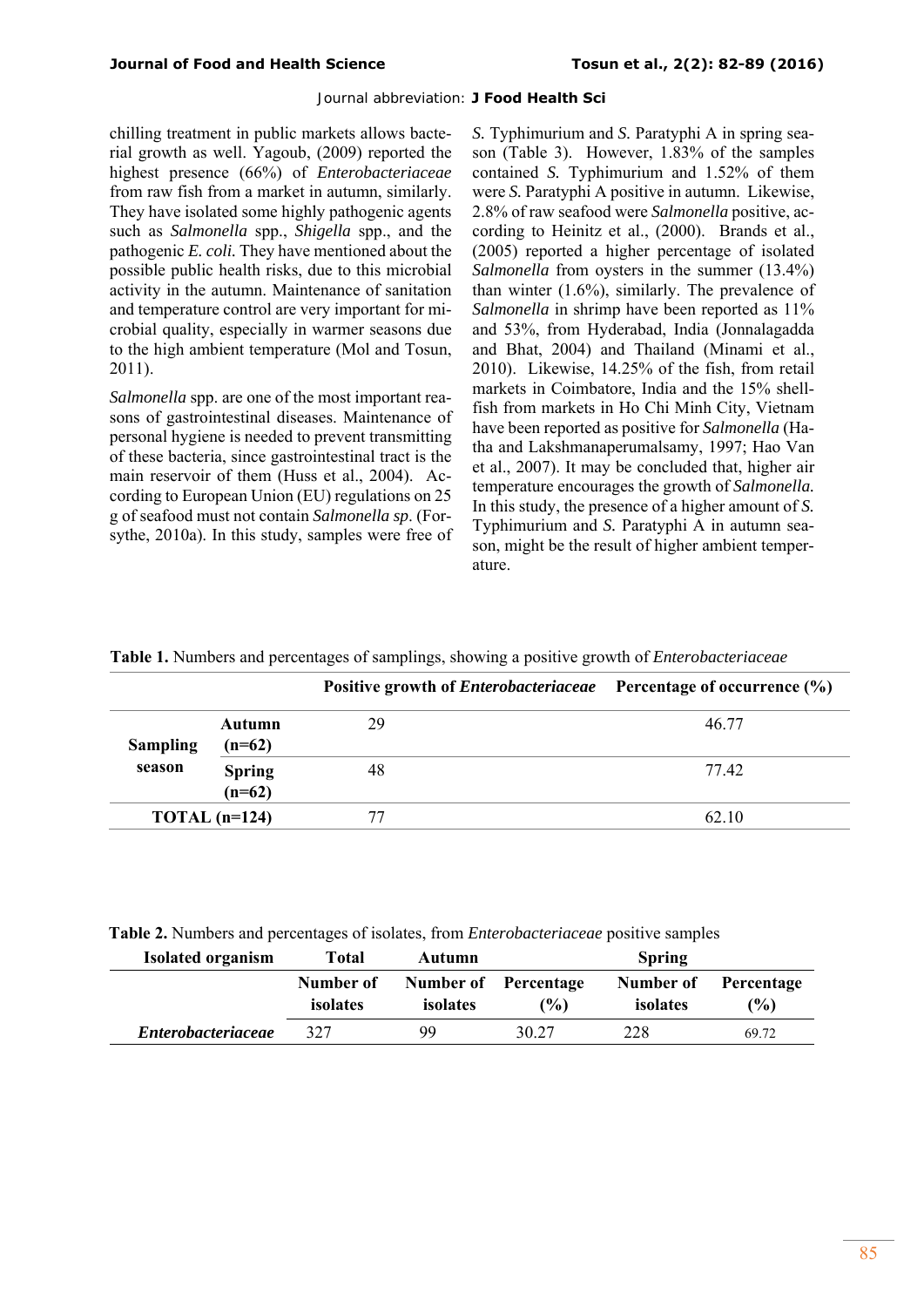chilling treatment in public markets allows bacterial growth as well. Yagoub, (2009) reported the highest presence (66%) of *Enterobacteriaceae* from raw fish from a market in autumn, similarly. They have isolated some highly pathogenic agents such as *Salmonella* spp., *Shigella* spp., and the pathogenic *E. coli.* They have mentioned about the possible public health risks, due to this microbial activity in the autumn. Maintenance of sanitation and temperature control are very important for microbial quality, especially in warmer seasons due to the high ambient temperature (Mol and Tosun, 2011).

*Salmonella* spp. are one of the most important reasons of gastrointestinal diseases. Maintenance of personal hygiene is needed to prevent transmitting of these bacteria, since gastrointestinal tract is the main reservoir of them (Huss et al., 2004). According to European Union (EU) regulations on 25 g of seafood must not contain *Salmonella sp*. (Forsythe, 2010a). In this study, samples were free of *S.* Typhimurium and *S.* Paratyphi A in spring season (Table 3). However, 1.83% of the samples contained *S.* Typhimurium and 1.52% of them were *S.* Paratyphi A positive in autumn. Likewise, 2.8% of raw seafood were *Salmonella* positive, according to Heinitz et al., (2000). Brands et al., (2005) reported a higher percentage of isolated *Salmonella* from oysters in the summer (13.4%) than winter (1.6%), similarly. The prevalence of *Salmonella* in shrimp have been reported as 11% and 53%, from Hyderabad, India (Jonnalagadda and Bhat, 2004) and Thailand (Minami et al., 2010). Likewise, 14.25% of the fish, from retail markets in Coimbatore, India and the 15% shellfish from markets in Ho Chi Minh City, Vietnam have been reported as positive for *Salmonella* (Hatha and Lakshmanaperumalsamy, 1997; Hao Van et al., 2007). It may be concluded that, higher air temperature encourages the growth of *Salmonella.* In this study, the presence of a higher amount of *S.* Typhimurium and *S.* Paratyphi A in autumn season, might be the result of higher ambient temperature.

**Table 1.** Numbers and percentages of samplings, showing a positive growth of *Enterobacteriaceae*

| | | Positive growth of *Enterobacteriaceae* | Percentage of occurrence (%) |
|---|---|---|---|
| **Sampling season** | **Autumn (n=62)** | 29 | 46.77 |
| | **Spring (n=62)** | 48 | 77.42 |
| **TOTAL (n=124)** | | 77 | 62.10 |

**Table 2.** Numbers and percentages of isolates, from *Enterobacteriaceae* positive samples

| Isolated organism | Total | Autumn | | Spring | |
|---|---|---|---|---|---|
| | Number of isolates | Number of isolates | Percentage (%) | Number of isolates | Percentage (%) |
| *Enterobacteriaceae* | 327 | 99 | 30.27 | 228 | 69.72 |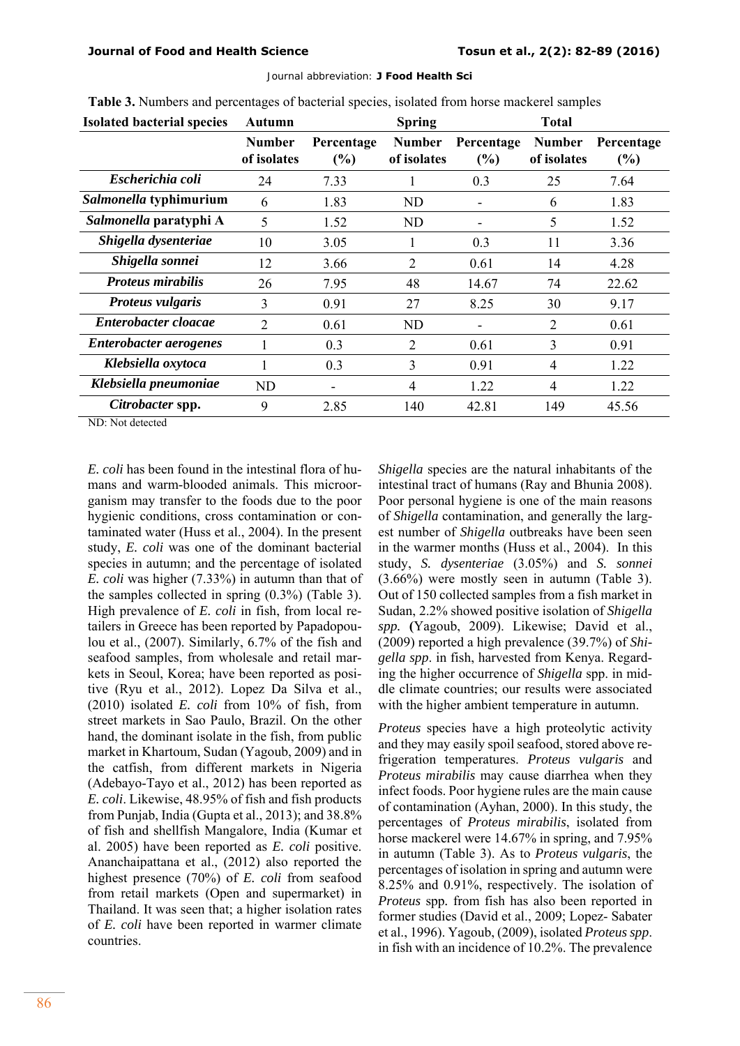**Table 3.** Numbers and percentages of bacterial species, isolated from horse mackerel samples

| Isolated bacterial species | Autumn | | Spring | | Total | |
|---|---|---|---|---|---|---|
| | Number of isolates | Percentage (%) | Number of isolates | Percentage (%) | Number of isolates | Percentage (%) |
| *Escherichia coli* | 24 | 7.33 | 1 | 0.3 | 25 | 7.64 |
| *Salmonella* typhimurium | 6 | 1.83 | ND | - | 6 | 1.83 |
| *Salmonella* paratyphi A | 5 | 1.52 | ND | - | 5 | 1.52 |
| *Shigella dysenteriae* | 10 | 3.05 | 1 | 0.3 | 11 | 3.36 |
| *Shigella sonnei* | 12 | 3.66 | 2 | 0.61 | 14 | 4.28 |
| *Proteus mirabilis* | 26 | 7.95 | 48 | 14.67 | 74 | 22.62 |
| *Proteus vulgaris* | 3 | 0.91 | 27 | 8.25 | 30 | 9.17 |
| *Enterobacter cloacae* | 2 | 0.61 | ND | - | 2 | 0.61 |
| *Enterobacter aerogenes* | 1 | 0.3 | 2 | 0.61 | 3 | 0.91 |
| *Klebsiella oxytoca* | 1 | 0.3 | 3 | 0.91 | 4 | 1.22 |
| *Klebsiella pneumoniae* | ND | - | 4 | 1.22 | 4 | 1.22 |
| *Citrobacter* spp. | 9 | 2.85 | 140 | 42.81 | 149 | 45.56 |

ND: Not detected

*E. coli* has been found in the intestinal flora of humans and warm-blooded animals. This microorganism may transfer to the foods due to the poor hygienic conditions, cross contamination or contaminated water (Huss et al., 2004). In the present study, *E. coli* was one of the dominant bacterial species in autumn; and the percentage of isolated *E. coli* was higher (7.33%) in autumn than that of the samples collected in spring (0.3%) (Table 3). High prevalence of *E. coli* in fish, from local retailers in Greece has been reported by Papadopoulou et al., (2007). Similarly, 6.7% of the fish and seafood samples, from wholesale and retail markets in Seoul, Korea; have been reported as positive (Ryu et al., 2012). Lopez Da Silva et al., (2010) isolated *E. coli* from 10% of fish, from street markets in Sao Paulo, Brazil. On the other hand, the dominant isolate in the fish, from public market in Khartoum, Sudan (Yagoub, 2009) and in the catfish, from different markets in Nigeria (Adebayo-Tayo et al., 2012) has been reported as *E. coli*. Likewise, 48.95% of fish and fish products from Punjab, India (Gupta et al., 2013); and 38.8% of fish and shellfish Mangalore, India (Kumar et al. 2005) have been reported as *E. coli* positive. Ananchaipattana et al., (2012) also reported the highest presence (70%) of *E. coli* from seafood from retail markets (Open and supermarket) in Thailand. It was seen that; a higher isolation rates of *E. coli* have been reported in warmer climate countries.

*Shigella* species are the natural inhabitants of the intestinal tract of humans (Ray and Bhunia 2008). Poor personal hygiene is one of the main reasons of *Shigella* contamination, and generally the largest number of *Shigella* outbreaks have been seen in the warmer months (Huss et al., 2004). In this study, *S. dysenteriae* (3.05%) and *S. sonnei* (3.66%) were mostly seen in autumn (Table 3). Out of 150 collected samples from a fish market in Sudan, 2.2% showed positive isolation of *Shigella spp.* (Yagoub, 2009). Likewise; David et al., (2009) reported a high prevalence (39.7%) of *Shigella spp.* in fish, harvested from Kenya. Regarding the higher occurrence of *Shigella* spp. in middle climate countries; our results were associated with the higher ambient temperature in autumn.

*Proteus* species have a high proteolytic activity and they may easily spoil seafood, stored above refrigeration temperatures. *Proteus vulgaris* and *Proteus mirabilis* may cause diarrhea when they infect foods. Poor hygiene rules are the main cause of contamination (Ayhan, 2000). In this study, the percentages of *Proteus mirabilis*, isolated from horse mackerel were 14.67% in spring, and 7.95% in autumn (Table 3). As to *Proteus vulgaris*, the percentages of isolation in spring and autumn were 8.25% and 0.91%, respectively. The isolation of *Proteus* spp. from fish has also been reported in former studies (David et al., 2009; Lopez- Sabater et al., 1996). Yagoub, (2009), isolated *Proteus spp*. in fish with an incidence of 10.2%. The prevalence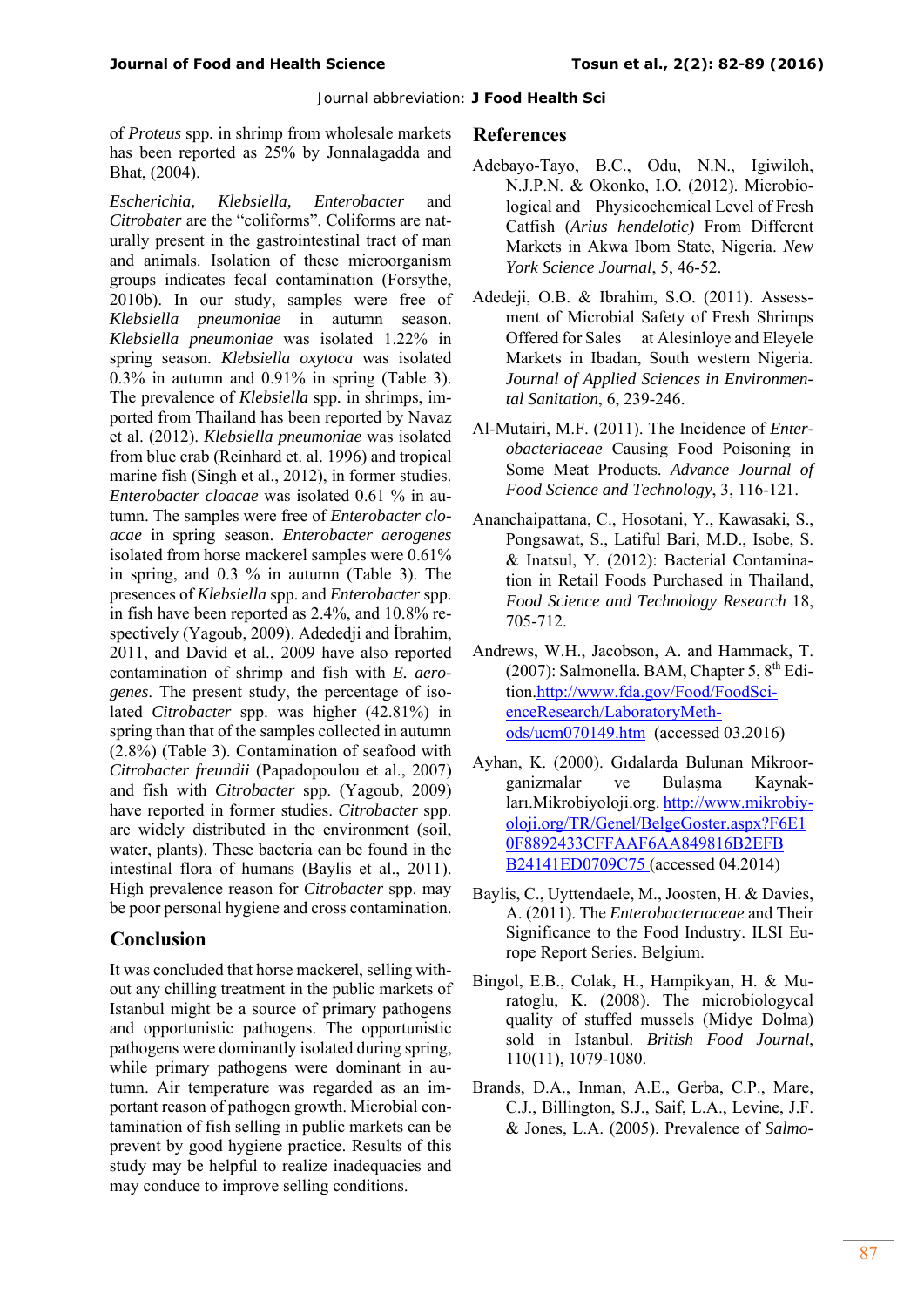of *Proteus* spp. in shrimp from wholesale markets has been reported as 25% by Jonnalagadda and Bhat, (2004).

*Escherichia, Klebsiella, Enterobacter* and *Citrobater* are the "coliforms". Coliforms are naturally present in the gastrointestinal tract of man and animals. Isolation of these microorganism groups indicates fecal contamination (Forsythe, 2010b). In our study, samples were free of *Klebsiella pneumoniae* in autumn season. *Klebsiella pneumoniae* was isolated 1.22% in spring season. *Klebsiella oxytoca* was isolated 0.3% in autumn and 0.91% in spring (Table 3). The prevalence of *Klebsiella* spp. in shrimps, imported from Thailand has been reported by Navaz et al. (2012). *Klebsiella pneumoniae* was isolated from blue crab (Reinhard et. al. 1996) and tropical marine fish (Singh et al., 2012), in former studies. *Enterobacter cloacae* was isolated 0.61 % in autumn. The samples were free of *Enterobacter cloacae* in spring season. *Enterobacter aerogenes* isolated from horse mackerel samples were 0.61% in spring, and 0.3 % in autumn (Table 3). The presences of *Klebsiella* spp. and *Enterobacter* spp. in fish have been reported as 2.4%, and 10.8% respectively (Yagoub, 2009). Adededji and İbrahim, 2011, and David et al., 2009 have also reported contamination of shrimp and fish with *E. aerogenes*. The present study, the percentage of isolated *Citrobacter* spp. was higher (42.81%) in spring than that of the samples collected in autumn (2.8%) (Table 3). Contamination of seafood with *Citrobacter freundii* (Papadopoulou et al., 2007) and fish with *Citrobacter* spp. (Yagoub, 2009) have reported in former studies. *Citrobacter* spp. are widely distributed in the environment (soil, water, plants). These bacteria can be found in the intestinal flora of humans (Baylis et al., 2011). High prevalence reason for *Citrobacter* spp. may be poor personal hygiene and cross contamination.

## Conclusion

It was concluded that horse mackerel, selling without any chilling treatment in the public markets of Istanbul might be a source of primary pathogens and opportunistic pathogens. The opportunistic pathogens were dominantly isolated during spring, while primary pathogens were dominant in autumn. Air temperature was regarded as an important reason of pathogen growth. Microbial contamination of fish selling in public markets can be prevent by good hygiene practice. Results of this study may be helpful to realize inadequacies and may conduce to improve selling conditions.

## References

Adebayo-Tayo, B.C., Odu, N.N., Igiwiloh, N.J.P.N. & Okonko, I.O. (2012). Microbiological and Physicochemical Level of Fresh Catfish (*Arius hendelotic)* From Different Markets in Akwa Ibom State, Nigeria. *New York Science Journal*, 5, 46-52.

Adedeji, O.B. & Ibrahim, S.O. (2011). Assessment of Microbial Safety of Fresh Shrimps Offered for Sales at Alesinloye and Eleyele Markets in Ibadan, South western Nigeria. *Journal of Applied Sciences in Environmental Sanitation*, 6, 239-246.

Al-Mutairi, M.F. (2011). The Incidence of *Enterobacteriaceae* Causing Food Poisoning in Some Meat Products. *Advance Journal of Food Science and Technology*, 3, 116-121.

Ananchaipattana, C., Hosotani, Y., Kawasaki, S., Pongsawat, S., Latiful Bari, M.D., Isobe, S. & Inatsul, Y. (2012): Bacterial Contamination in Retail Foods Purchased in Thailand, *Food Science and Technology Research* 18, 705-712.

Andrews, W.H., Jacobson, A. and Hammack, T. (2007): Salmonella. BAM, Chapter 5, 8th Edition.http://www.fda.gov/Food/FoodScienceResearch/LaboratoryMethods/ucm070149.htm (accessed 03.2016)

Ayhan, K. (2000). Gıdalarda Bulunan Mikroorganizmalar ve Bulaşma Kaynakları.Mikrobiyoloji.org. http://www.mikrobiyoloji.org/TR/Genel/BelgeGoster.aspx?F6E10F8892433CFFAAF6AA849816B2EFBB24141ED0709C75 (accessed 04.2014)

Baylis, C., Uyttendaele, M., Joosten, H. & Davies, A. (2011). The *Enterobacterıaceae* and Their Significance to the Food Industry. ILSI Europe Report Series. Belgium.

Bingol, E.B., Colak, H., Hampikyan, H. & Muratoglu, K. (2008). The microbiologycal quality of stuffed mussels (Midye Dolma) sold in Istanbul. *British Food Journal*, 110(11), 1079-1080.

Brands, D.A., Inman, A.E., Gerba, C.P., Mare, C.J., Billington, S.J., Saif, L.A., Levine, J.F. & Jones, L.A. (2005). Prevalence of *Salmo-*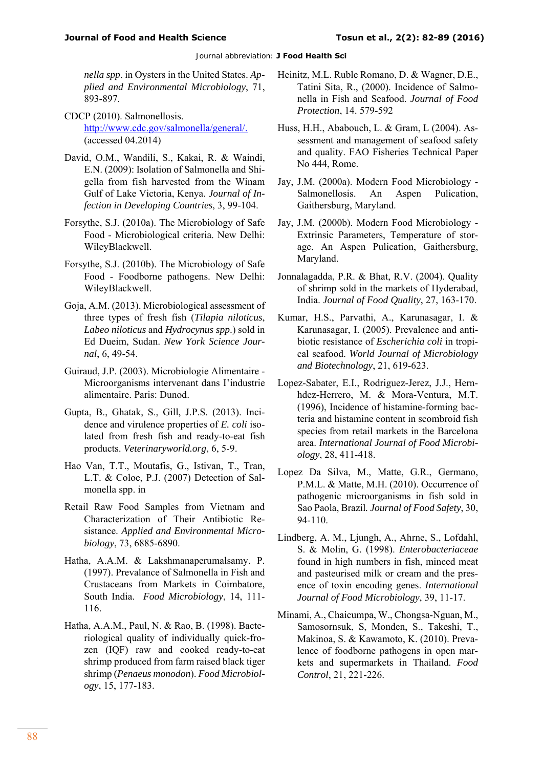*nella spp*. in Oysters in the United States. *Applied and Environmental Microbiology*, 71, 893-897.

CDCP (2010). Salmonellosis. http://www.cdc.gov/salmonella/general/. (accessed 04.2014)

David, O.M., Wandili, S., Kakai, R. & Waindi, E.N. (2009): Isolation of Salmonella and Shigella from fish harvested from the Winam Gulf of Lake Victoria, Kenya. *Journal of Infection in Developing Countries*, 3, 99-104.

Forsythe, S.J. (2010a). The Microbiology of Safe Food - Microbiological criteria. New Delhi: WileyBlackwell.

Forsythe, S.J. (2010b). The Microbiology of Safe Food - Foodborne pathogens. New Delhi: WileyBlackwell.

Goja, A.M. (2013). Microbiological assessment of three types of fresh fish (*Tilapia niloticus*, *Labeo niloticus* and *Hydrocynus spp*.) sold in Ed Dueim, Sudan. *New York Science Journal*, 6, 49-54.

Guiraud, J.P. (2003). Microbiologie Alimentaire - Microorganisms intervenant dans I'industrie alimentaire. Paris: Dunod.

Gupta, B., Ghatak, S., Gill, J.P.S. (2013). Incidence and virulence properties of *E. coli* isolated from fresh fish and ready-to-eat fish products. *Veterinaryworld.org*, 6, 5-9.

Hao Van, T.T., Moutafis, G., Istivan, T., Tran, L.T. & Coloe, P.J. (2007) Detection of Salmonella spp. in

Retail Raw Food Samples from Vietnam and Characterization of Their Antibiotic Resistance. *Applied and Environmental Microbiology*, 73, 6885-6890.

Hatha, A.A.M. & Lakshmanaperumalsamy. P. (1997). Prevalance of Salmonella in Fish and Crustaceans from Markets in Coimbatore, South India. *Food Microbiology*, 14, 111-116.

Hatha, A.A.M., Paul, N. & Rao, B. (1998). Bacteriological quality of individually quick-frozen (IQF) raw and cooked ready-to-eat shrimp produced from farm raised black tiger shrimp (*Penaeus monodon*). *Food Microbiology*, 15, 177-183.

Heinitz, M.L. Ruble Romano, D. & Wagner, D.E., Tatini Sita, R., (2000). Incidence of Salmonella in Fish and Seafood. *Journal of Food Protection*, 14. 579-592

Huss, H.H., Ababouch, L. & Gram, L (2004). Assessment and management of seafood safety and quality. FAO Fisheries Technical Paper No 444, Rome.

Jay, J.M. (2000a). Modern Food Microbiology - Salmonellosis. An Aspen Pulication, Gaithersburg, Maryland.

Jay, J.M. (2000b). Modern Food Microbiology - Extrinsic Parameters, Temperature of storage. An Aspen Pulication, Gaithersburg, Maryland.

Jonnalagadda, P.R. & Bhat, R.V. (2004). Quality of shrimp sold in the markets of Hyderabad, India. *Journal of Food Quality*, 27, 163-170.

Kumar, H.S., Parvathi, A., Karunasagar, I. & Karunasagar, I. (2005). Prevalence and antibiotic resistance of *Escherichia coli* in tropical seafood. *World Journal of Microbiology and Biotechnology*, 21, 619-623.

Lopez-Sabater, E.I., Rodriguez-Jerez, J.J., Hernhdez-Herrero, M. & Mora-Ventura, M.T. (1996), Incidence of histamine-forming bacteria and histamine content in scombroid fish species from retail markets in the Barcelona area. *International Journal of Food Microbiology*, 28, 411-418.

Lopez Da Silva, M., Matte, G.R., Germano, P.M.L. & Matte, M.H. (2010). Occurrence of pathogenic microorganisms in fish sold in Sao Paola, Brazil. *Journal of Food Safety*, 30, 94-110.

Lindberg, A. M., Ljungh, A., Ahrne, S., Lofdahl, S. & Molin, G. (1998). *Enterobacteriaceae* found in high numbers in fish, minced meat and pasteurised milk or cream and the presence of toxin encoding genes. *International Journal of Food Microbiology*, 39, 11-17.

Minami, A., Chaicumpa, W., Chongsa-Nguan, M., Samosornsuk, S, Monden, S., Takeshi, T., Makinoa, S. & Kawamoto, K. (2010). Prevalence of foodborne pathogens in open markets and supermarkets in Thailand. *Food Control*, 21, 221-226.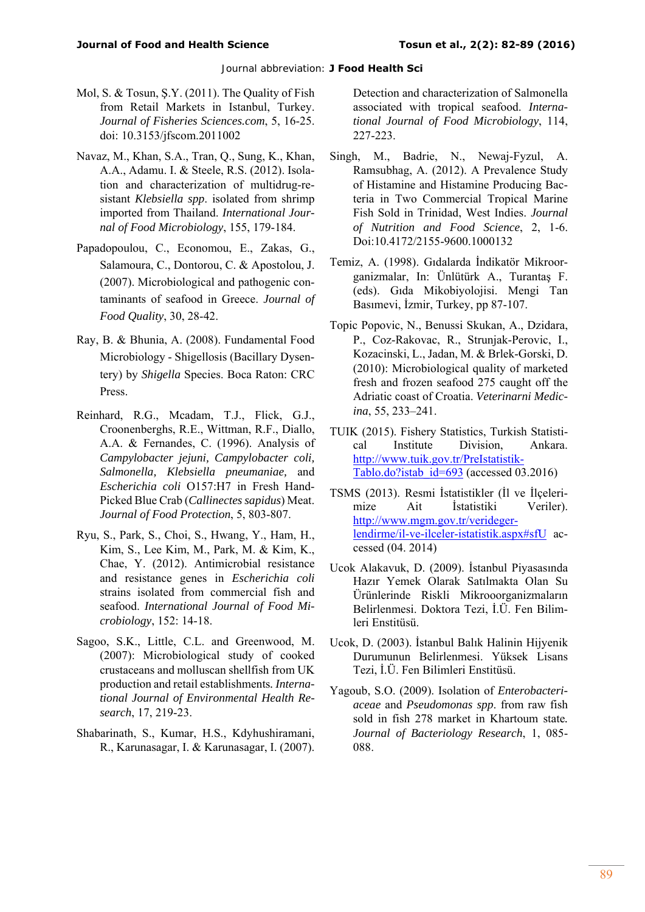Mol, S. & Tosun, Ş.Y. (2011). The Quality of Fish from Retail Markets in Istanbul, Turkey. *Journal of Fisheries Sciences.com*, 5, 16-25. doi: 10.3153/jfscom.2011002

Navaz, M., Khan, S.A., Tran, Q., Sung, K., Khan, A.A., Adamu. I. & Steele, R.S. (2012). Isolation and characterization of multidrug-resistant *Klebsiella spp*. isolated from shrimp imported from Thailand. *International Journal of Food Microbiology*, 155, 179-184.

Papadopoulou, C., Economou, E., Zakas, G., Salamoura, C., Dontorou, C. & Apostolou, J. (2007). Microbiological and pathogenic contaminants of seafood in Greece. *Journal of Food Quality*, 30, 28-42.

Ray, B. & Bhunia, A. (2008). Fundamental Food Microbiology - Shigellosis (Bacillary Dysentery) by *Shigella* Species. Boca Raton: CRC Press.

Reinhard, R.G., Mcadam, T.J., Flick, G.J., Croonenberghs, R.E., Wittman, R.F., Diallo, A.A. & Fernandes, C. (1996). Analysis of *Campylobacter jejuni, Campylobacter coli, Salmonella, Klebsiella pneumaniae,* and *Escherichia coli* O157:H7 in Fresh Hand-Picked Blue Crab (*Callinectes sapidus*) Meat. *Journal of Food Protection*, 5, 803-807.

Ryu, S., Park, S., Choi, S., Hwang, Y., Ham, H., Kim, S., Lee Kim, M., Park, M. & Kim, K., Chae, Y. (2012). Antimicrobial resistance and resistance genes in *Escherichia coli* strains isolated from commercial fish and seafood. *International Journal of Food Microbiology*, 152: 14-18.

Sagoo, S.K., Little, C.L. and Greenwood, M. (2007): Microbiological study of cooked crustaceans and molluscan shellfish from UK production and retail establishments. *International Journal of Environmental Health Research*, 17, 219-23.

Shabarinath, S., Kumar, H.S., Kdyhushiramani, R., Karunasagar, I. & Karunasagar, I. (2007). Detection and characterization of Salmonella associated with tropical seafood. *International Journal of Food Microbiology*, 114, 227-223.

Singh, M., Badrie, N., Newaj-Fyzul, A. Ramsubhag, A. (2012). A Prevalence Study of Histamine and Histamine Producing Bacteria in Two Commercial Tropical Marine Fish Sold in Trinidad, West Indies. *Journal of Nutrition and Food Science*, 2, 1-6. Doi:10.4172/2155-9600.1000132

Temiz, A. (1998). Gıdalarda İndikatör Mikroorganizmalar, In: Ünlütürk A., Turantaş F. (eds). Gıda Mikobiyolojisi. Mengi Tan Basımevi, İzmir, Turkey, pp 87-107.

Topic Popovic, N., Benussi Skukan, A., Dzidara, P., Coz-Rakovac, R., Strunjak-Perovic, I., Kozacinski, L., Jadan, M. & Brlek-Gorski, D. (2010): Microbiological quality of marketed fresh and frozen seafood 275 caught off the Adriatic coast of Croatia. *Veterinarni Medicina*, 55, 233–241.

TUIK (2015). Fishery Statistics, Turkish Statistical Institute Division, Ankara. http://www.tuik.gov.tr/PreIstatistikTablo.do?istab_id=693 (accessed 03.2016)

TSMS (2013). Resmi İstatistikler (İl ve İlçelerimize Ait İstatistiki Veriler). http://www.mgm.gov.tr/veridegerlendirme/il-ve-ilceler-istatistik.aspx#sfU accessed (04. 2014)

Ucok Alakavuk, D. (2009). İstanbul Piyasasında Hazır Yemek Olarak Satılmakta Olan Su Ürünlerinde Riskli Mikroorganizmaların Belirlenmesi. Doktora Tezi, İ.Ü. Fen Bilimleri Enstitüsü.

Ucok, D. (2003). İstanbul Balık Halinin Hijyenik Durumunun Belirlenmesi. Yüksek Lisans Tezi, İ.Ü. Fen Bilimleri Enstitüsü.

Yagoub, S.O. (2009). Isolation of *Enterobacteriaceae* and *Pseudomonas spp*. from raw fish sold in fish 278 market in Khartoum state. *Journal of Bacteriology Research*, 1, 085-088.